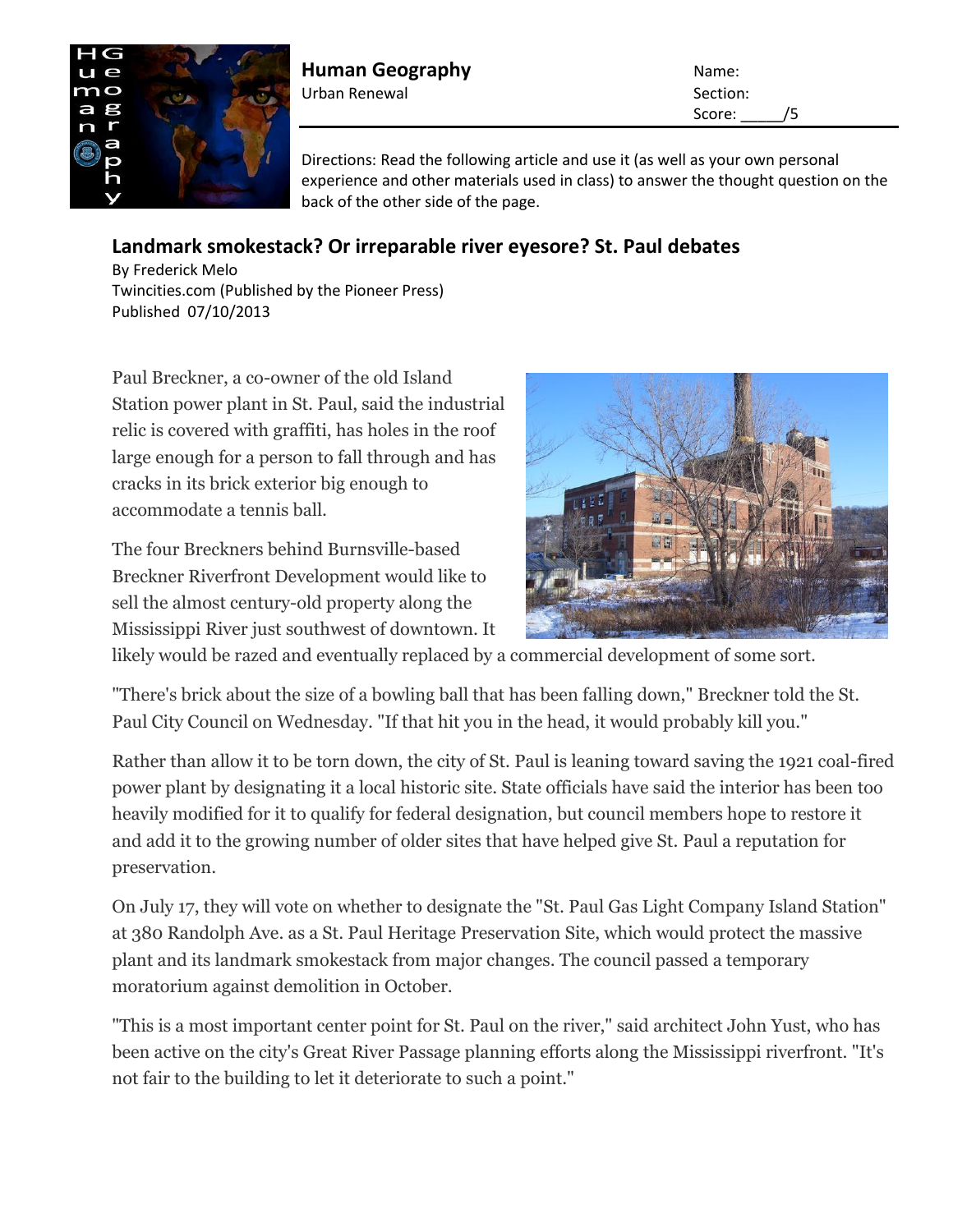# Human Geography

Urban Renewal

Name:

Section:

Score: _____/5

Directions: Read the following article and use it (as well as your own personal experience and other materials used in class) to answer the thought question on the back of the other side of the page.

## Landmark smokestack? Or irreparable river eyesore? St. Paul debates

By Frederick Melo
Twincities.com (Published by the Pioneer Press)
Published 07/10/2013

Paul Breckner, a co-owner of the old Island Station power plant in St. Paul, said the industrial relic is covered with graffiti, has holes in the roof large enough for a person to fall through and has cracks in its brick exterior big enough to accommodate a tennis ball.

The four Breckners behind Burnsville-based Breckner Riverfront Development would like to sell the almost century-old property along the Mississippi River just southwest of downtown. It likely would be razed and eventually replaced by a commercial development of some sort.

"There's brick about the size of a bowling ball that has been falling down," Breckner told the St. Paul City Council on Wednesday. "If that hit you in the head, it would probably kill you."

Rather than allow it to be torn down, the city of St. Paul is leaning toward saving the 1921 coal-fired power plant by designating it a local historic site. State officials have said the interior has been too heavily modified for it to qualify for federal designation, but council members hope to restore it and add it to the growing number of older sites that have helped give St. Paul a reputation for preservation.

On July 17, they will vote on whether to designate the "St. Paul Gas Light Company Island Station" at 380 Randolph Ave. as a St. Paul Heritage Preservation Site, which would protect the massive plant and its landmark smokestack from major changes. The council passed a temporary moratorium against demolition in October.

"This is a most important center point for St. Paul on the river," said architect John Yust, who has been active on the city's Great River Passage planning efforts along the Mississippi riverfront. "It's not fair to the building to let it deteriorate to such a point."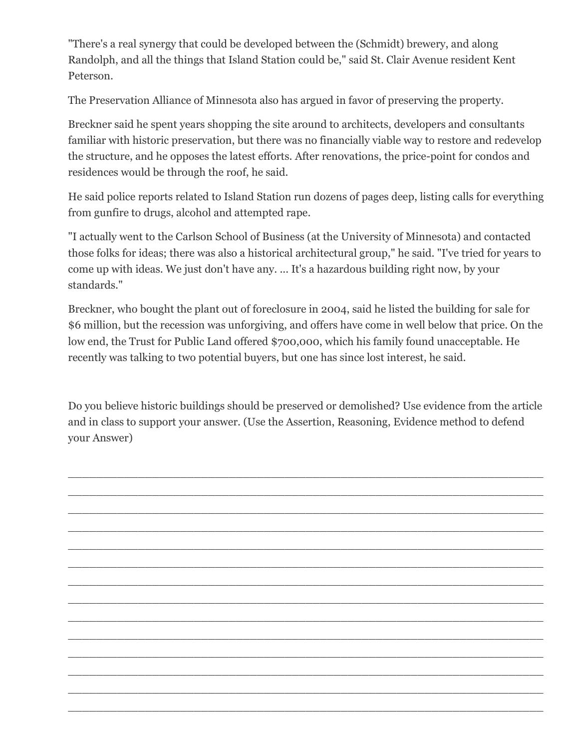"There's a real synergy that could be developed between the (Schmidt) brewery, and along Randolph, and all the things that Island Station could be," said St. Clair Avenue resident Kent Peterson.

The Preservation Alliance of Minnesota also has argued in favor of preserving the property.

Breckner said he spent years shopping the site around to architects, developers and consultants familiar with historic preservation, but there was no financially viable way to restore and redevelop the structure, and he opposes the latest efforts. After renovations, the price-point for condos and residences would be through the roof, he said.

He said police reports related to Island Station run dozens of pages deep, listing calls for everything from gunfire to drugs, alcohol and attempted rape.

"I actually went to the Carlson School of Business (at the University of Minnesota) and contacted those folks for ideas; there was also a historical architectural group," he said. "I've tried for years to come up with ideas. We just don't have any. ... It's a hazardous building right now, by your standards."

Breckner, who bought the plant out of foreclosure in 2004, said he listed the building for sale for $6 million, but the recession was unforgiving, and offers have come in well below that price. On the low end, the Trust for Public Land offered $700,000, which his family found unacceptable. He recently was talking to two potential buyers, but one has since lost interest, he said.

Do you believe historic buildings should be preserved or demolished? Use evidence from the article and in class to support your answer. (Use the Assertion, Reasoning, Evidence method to defend your Answer)

______________________________________________________________________________

______________________________________________________________________________

______________________________________________________________________________

______________________________________________________________________________

______________________________________________________________________________

______________________________________________________________________________

______________________________________________________________________________

______________________________________________________________________________

______________________________________________________________________________

______________________________________________________________________________

______________________________________________________________________________

______________________________________________________________________________

______________________________________________________________________________

______________________________________________________________________________